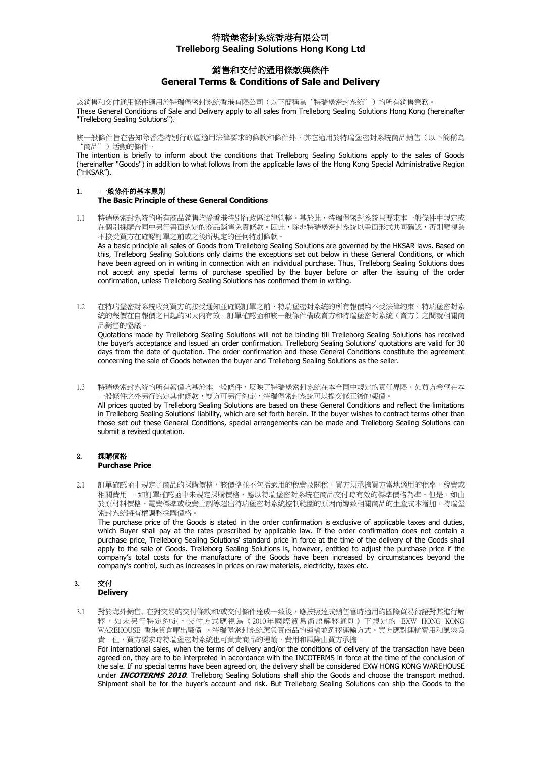# 特瑞堡密封系統香港有限公司
# Trelleborg Sealing Solutions Hong Kong Ltd

## 銷售和交付的通用條款與條件
## General Terms & Conditions of Sale and Delivery

該銷售和交付通用條件適用於特瑞堡密封系統香港有限公司（以下簡稱為"特瑞堡密封系統"）的所有銷售業務。
These General Conditions of Sale and Delivery apply to all sales from Trelleborg Sealing Solutions Hong Kong (hereinafter "Trelleborg Sealing Solutions").

該一般條件旨在告知除香港特別行政區適用法律要求的條款和條件外，其它適用於特瑞堡密封系統商品銷售（以下簡稱為"商品"）活動的條件。
The intention is briefly to inform about the conditions that Trelleborg Sealing Solutions apply to the sales of Goods (hereinafter "Goods") in addition to what follows from the applicable laws of the Hong Kong Special Administrative Region ("HKSAR").

### 1. 一般條件的基本原則
### The Basic Principle of these General Conditions

1.1 特瑞堡密封系統的所有商品銷售均受香港特別行政區法律管轄。基於此，特瑞堡密封系統只要求本一般條件中規定或在個別採購合同中另行書面約定的商品銷售免責條款。因此，除非特瑞堡密封系統以書面形式共同確認，否則應視為不接受買方在確認訂單之前或之後所規定的任何特別條款。
As a basic principle all sales of Goods from Trelleborg Sealing Solutions are governed by the HKSAR laws. Based on this, Trelleborg Sealing Solutions only claims the exceptions set out below in these General Conditions, or which have been agreed on in writing in connection with an individual purchase. Thus, Trelleborg Sealing Solutions does not accept any special terms of purchase specified by the buyer before or after the issuing of the order confirmation, unless Trelleborg Sealing Solutions has confirmed them in writing.

1.2 在特瑞堡密封系統收到買方的接受通知並確認訂單之前，特瑞堡密封系統的所有報價均不受法律約束。特瑞堡密封系統的報價在自報價之日起的30天內有效。訂單確認函和該一般條件構成賣方和特瑞堡密封系統（賣方）之間就相關商品銷售的協議。
Quotations made by Trelleborg Sealing Solutions will not be binding till Trelleborg Sealing Solutions has received the buyer's acceptance and issued an order confirmation. Trelleborg Sealing Solutions' quotations are valid for 30 days from the date of quotation. The order confirmation and these General Conditions constitute the agreement concerning the sale of Goods between the buyer and Trelleborg Sealing Solutions as the seller.

1.3 特瑞堡密封系統的所有報價均基於本一般條件，反映了特瑞堡密封系統在本合同中規定的責任界限。如買方希望在本一般條件之外另行約定其他條款，雙方可另行約定，特瑞堡密封系統可以提交修正後的報價。
All prices quoted by Trelleborg Sealing Solutions are based on these General Conditions and reflect the limitations in Trelleborg Sealing Solutions' liability, which are set forth herein. If the buyer wishes to contract terms other than those set out these General Conditions, special arrangements can be made and Trelleborg Sealing Solutions can submit a revised quotation.

### 2. 採購價格
### Purchase Price

2.1 訂單確認函中規定了商品的採購價格，該價格並不包括適用的稅費及關稅，買方須承擔買方當地適用的稅率，稅費或相關費用 。如訂單確認函中未規定採購價格，應以特瑞堡密封系統在商品交付時有效的標準價格為準。但是，如由於原材料價格、電費標準或稅費上調等超出特瑞堡密封系統控制範圍的原因而導致相關商品的生產成本增加，特瑞堡密封系統將有權調整採購價格。
The purchase price of the Goods is stated in the order confirmation is exclusive of applicable taxes and duties, which Buyer shall pay at the rates prescribed by applicable law. If the order confirmation does not contain a purchase price, Trelleborg Sealing Solutions' standard price in force at the time of the delivery of the Goods shall apply to the sale of Goods. Trelleborg Sealing Solutions is, however, entitled to adjust the purchase price if the company's total costs for the manufacture of the Goods have been increased by circumstances beyond the company's control, such as increases in prices on raw materials, electricity, taxes etc.

### 3. 交付
### Delivery

3.1 對於海外銷售, 在對交易的交付條款和/或交付條件達成一致後，應按照達成銷售當時適用的國際貿易術語對其進行解釋。如未另行特定約定，交付方式應視為《2010年國際貿易術語解釋通則》下規定的 EXW HONG KONG WAREHOUSE 香港貨倉庫出廠價 。特瑞堡密封系統應負責商品的運輸並選擇運輸方式。買方應對運輸費用和風險負責。但，買方要求時特瑞堡密封系統也可負責商品的運輸，費用和風險由買方承擔。
For international sales, when the terms of delivery and/or the conditions of delivery of the transaction have been agreed on, they are to be interpreted in accordance with the INCOTERMS in force at the time of the conclusion of the sale. If no special terms have been agreed on, the delivery shall be considered EXW HONG KONG WAREHOUSE under ***INCOTERMS 2010***. Trelleborg Sealing Solutions shall ship the Goods and choose the transport method. Shipment shall be for the buyer's account and risk. But Trelleborg Sealing Solutions can ship the Goods to the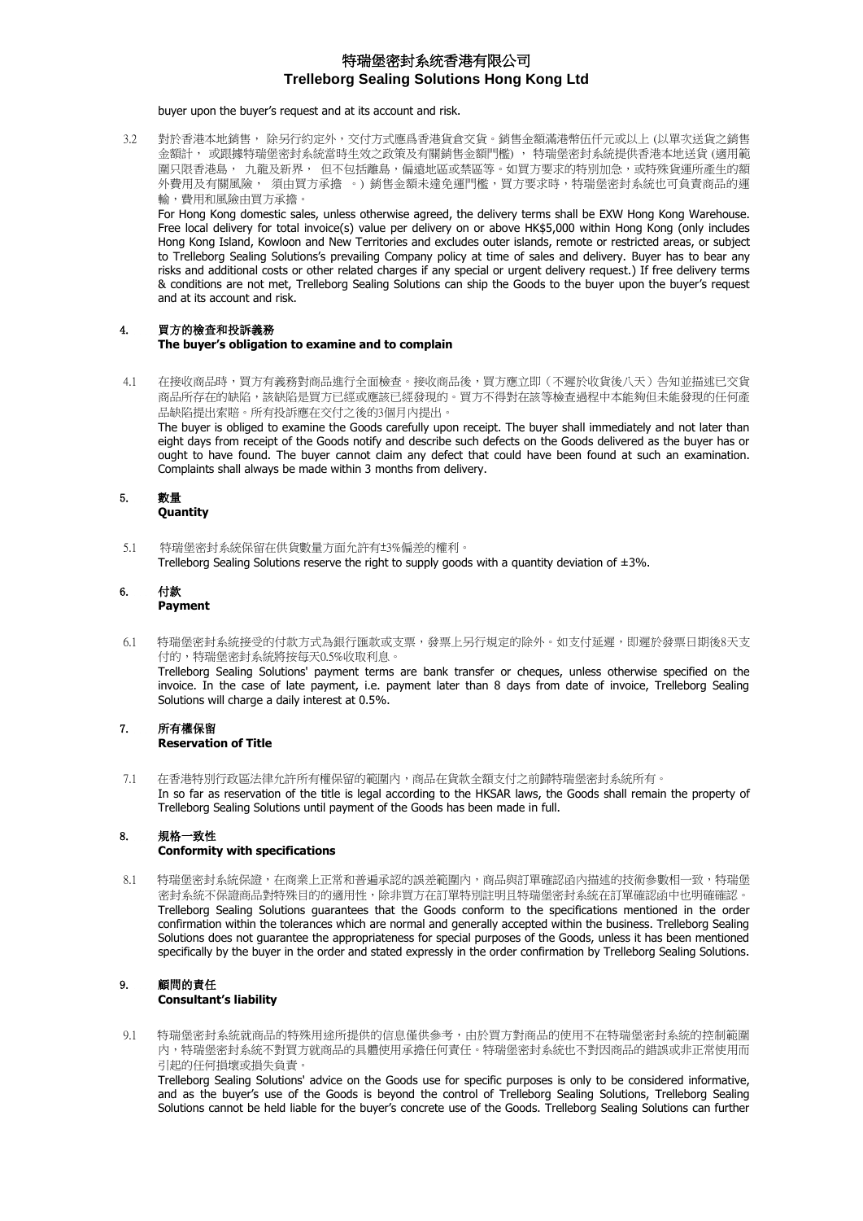buyer upon the buyer's request and at its account and risk.

3.2 對於香港本地銷售， 除另行約定外，交付方式應爲香港貨倉交貨。銷售金額滿港幣伍仟元或以上 (以單次送貨之銷售金額計， 或跟據特瑞堡密封系統當時生效之政策及有關銷售金額門檻) ， 特瑞堡密封系統提供香港本地送貨 (適用範圍只限香港島， 九龍及新界， 但不包括離島，偏遠地區或禁區等。如買方要求的特別加急，或特殊貨運所產生的額外費用及有關風險， 須由買方承擔 。) 銷售金額未達免運門檻，買方要求時，特瑞堡密封系統也可負責商品的運輸，費用和風險由買方承擔。

For Hong Kong domestic sales, unless otherwise agreed, the delivery terms shall be EXW Hong Kong Warehouse. Free local delivery for total invoice(s) value per delivery on or above HK$5,000 within Hong Kong (only includes Hong Kong Island, Kowloon and New Territories and excludes outer islands, remote or restricted areas, or subject to Trelleborg Sealing Solutions's prevailing Company policy at time of sales and delivery. Buyer has to bear any risks and additional costs or other related charges if any special or urgent delivery request.) If free delivery terms & conditions are not met, Trelleborg Sealing Solutions can ship the Goods to the buyer upon the buyer's request and at its account and risk.

## 4. 買方的檢查和投訴義務
**The buyer's obligation to examine and to complain**

4.1 在接收商品時，買方有義務對商品進行全面檢查。接收商品後，買方應立即（不遲於收貨後八天）告知並描述已交貨商品所存在的缺陷，該缺陷是買方已經或應該已經發現的。買方不得對在該等檢查過程中本能夠但未能發現的任何產品缺陷提出索賠。所有投訴應在交付之後的3個月內提出。

The buyer is obliged to examine the Goods carefully upon receipt. The buyer shall immediately and not later than eight days from receipt of the Goods notify and describe such defects on the Goods delivered as the buyer has or ought to have found. The buyer cannot claim any defect that could have been found at such an examination. Complaints shall always be made within 3 months from delivery.

## 5. 數量
**Quantity**

5.1 特瑞堡密封系統保留在供貨數量方面允許有±3%偏差的權利。
Trelleborg Sealing Solutions reserve the right to supply goods with a quantity deviation of ±3%.

## 6. 付款
**Payment**

6.1 特瑞堡密封系統接受的付款方式為銀行匯款或支票，發票上另行規定的除外。如支付延遲，即遲於發票日期後8天支付的，特瑞堡密封系統將按每天0.5%收取利息。

Trelleborg Sealing Solutions' payment terms are bank transfer or cheques, unless otherwise specified on the invoice. In the case of late payment, i.e. payment later than 8 days from date of invoice, Trelleborg Sealing Solutions will charge a daily interest at 0.5%.

## 7. 所有權保留
**Reservation of Title**

7.1 在香港特別行政區法律允許所有權保留的範圍內，商品在貨款全額支付之前歸特瑞堡密封系統所有。
In so far as reservation of the title is legal according to the HKSAR laws, the Goods shall remain the property of Trelleborg Sealing Solutions until payment of the Goods has been made in full.

## 8. 規格一致性
**Conformity with specifications**

8.1 特瑞堡密封系統保證，在商業上正常和普遍承認的誤差範圍內，商品與訂單確認函內描述的技術參數相一致，特瑞堡密封系統不保證商品對特殊目的的適用性，除非買方在訂單特別註明且特瑞堡密封系統在訂單確認函中也明確確認。

Trelleborg Sealing Solutions guarantees that the Goods conform to the specifications mentioned in the order confirmation within the tolerances which are normal and generally accepted within the business. Trelleborg Sealing Solutions does not guarantee the appropriateness for special purposes of the Goods, unless it has been mentioned specifically by the buyer in the order and stated expressly in the order confirmation by Trelleborg Sealing Solutions.

## 9. 顧問的責任
**Consultant's liability**

9.1 特瑞堡密封系統就商品的特殊用途所提供的信息僅供參考，由於買方對商品的使用不在特瑞堡密封系統的控制範圍內，特瑞堡密封系統不對買方就商品的具體使用承擔任何責任。特瑞堡密封系統也不對因商品的錯誤或非正常使用而引起的任何損壞或損失負責。

Trelleborg Sealing Solutions' advice on the Goods use for specific purposes is only to be considered informative, and as the buyer's use of the Goods is beyond the control of Trelleborg Sealing Solutions, Trelleborg Sealing Solutions cannot be held liable for the buyer's concrete use of the Goods. Trelleborg Sealing Solutions can further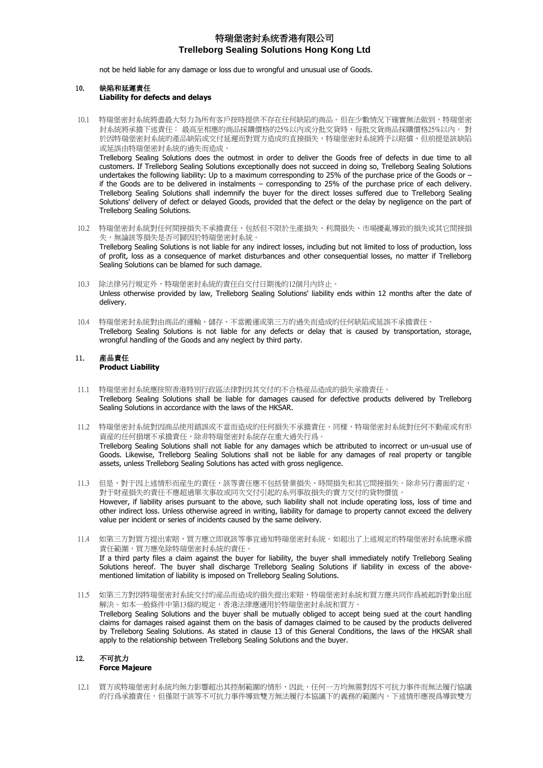not be held liable for any damage or loss due to wrongful and unusual use of Goods.

## 10. 缺陷和延遲責任
**Liability for defects and delays**

10.1 特瑞堡密封系統將盡最大努力為所有客戶按時提供不存在任何缺陷的商品。但在少數情況下確實無法做到，特瑞堡密封系統將承擔下述責任： 最高至相應的商品採購價格的25%以內或分批交貨時，每批交貨商品採購價格25%以內。 對於因特瑞堡密封系統的產品缺陷或交付延遲而對買方造成的直接損失，特瑞堡密封系統將予以賠償，但前提是該缺陷或延誤由特瑞堡密封系統的過失而造成。
Trelleborg Sealing Solutions does the outmost in order to deliver the Goods free of defects in due time to all customers. If Trelleborg Sealing Solutions exceptionally does not succeed in doing so, Trelleborg Sealing Solutions undertakes the following liability: Up to a maximum corresponding to 25% of the purchase price of the Goods or – if the Goods are to be delivered in instalments – corresponding to 25% of the purchase price of each delivery. Trelleborg Sealing Solutions shall indemnify the buyer for the direct losses suffered due to Trelleborg Sealing Solutions' delivery of defect or delayed Goods, provided that the defect or the delay by negligence on the part of Trelleborg Sealing Solutions.

10.2 特瑞堡密封系統對任何間接損失不承擔責任，包括但不限於生產損失、利潤損失、市場擾亂導致的損失或其它間接損失，無論該等損失是否可歸因於特瑞堡密封系統。
Trelleborg Sealing Solutions is not liable for any indirect losses, including but not limited to loss of production, loss of profit, loss as a consequence of market disturbances and other consequential losses, no matter if Trelleborg Sealing Solutions can be blamed for such damage.

10.3 除法律另行規定外，特瑞堡密封系統的責任自交付日期後的12個月內終止。
Unless otherwise provided by law, Trelleborg Sealing Solutions' liability ends within 12 months after the date of delivery.

10.4 特瑞堡密封系統對由商品的運輸、儲存、不當搬運或第三方的過失而造成的任何缺陷或延誤不承擔責任。
Trelleborg Sealing Solutions is not liable for any defects or delay that is caused by transportation, storage, wrongful handling of the Goods and any neglect by third party.

## 11. 產品責任
**Product Liability**

11.1 特瑞堡密封系統應按照香港特別行政區法律對因其交付的不合格產品造成的損失承擔責任。
Trelleborg Sealing Solutions shall be liable for damages caused for defective products delivered by Trelleborg Sealing Solutions in accordance with the laws of the HKSAR.

11.2 特瑞堡密封系統對因商品使用錯誤或不當而造成的任何損失不承擔責任。同樣，特瑞堡密封系統對任何不動產或有形資產的任何損壞不承擔責任，除非特瑞堡密封系統存在重大過失行為。
Trelleborg Sealing Solutions shall not liable for any damages which be attributed to incorrect or un-usual use of Goods. Likewise, Trelleborg Sealing Solutions shall not be liable for any damages of real property or tangible assets, unless Trelleborg Sealing Solutions has acted with gross negligence.

11.3 但是，對於因上述情形而產生的責任，該等責任應不包括營業損失、時間損失和其它間接損失。除非另行書面約定，對於財產損失的責任不應超過單次事故或同次交付引起的系列事故損失的賣方交付的貨物價值。
However, if liability arises pursuant to the above, such liability shall not include operating loss, loss of time and other indirect loss. Unless otherwise agreed in writing, liability for damage to property cannot exceed the delivery value per incident or series of incidents caused by the same delivery.

11.4 如第三方對買方提出索賠，買方應立即就該等事宜通知特瑞堡密封系統。如超出了上述規定的特瑞堡密封系統應承擔責任範圍，買方應免除特瑞堡密封系統的責任。
If a third party files a claim against the buyer for liability, the buyer shall immediately notify Trelleborg Sealing Solutions hereof. The buyer shall discharge Trelleborg Sealing Solutions if liability in excess of the above-mentioned limitation of liability is imposed on Trelleborg Sealing Solutions.

11.5 如第三方對因特瑞堡密封系統交付的產品而造成的損失提出索賠，特瑞堡密封系統和買方應共同作爲被起訴對象出庭解決。如本一般條件中第13條的規定，香港法律應適用於特瑞堡密封系統和買方。
Trelleborg Sealing Solutions and the buyer shall be mutually obliged to accept being sued at the court handling claims for damages raised against them on the basis of damages claimed to be caused by the products delivered by Trelleborg Sealing Solutions. As stated in clause 13 of this General Conditions, the laws of the HKSAR shall apply to the relationship between Trelleborg Sealing Solutions and the buyer.

## 12. 不可抗力
**Force Majeure**

12.1 買方或特瑞堡密封系統均無力影響超出其控制範圍的情形，因此，任何一方均無需對因不可抗力事件而無法履行協議的行爲承擔責任，但僅限于該等不可抗力事件導致雙方無法履行本協議下的義務的範圍內。下述情形應視爲導致雙方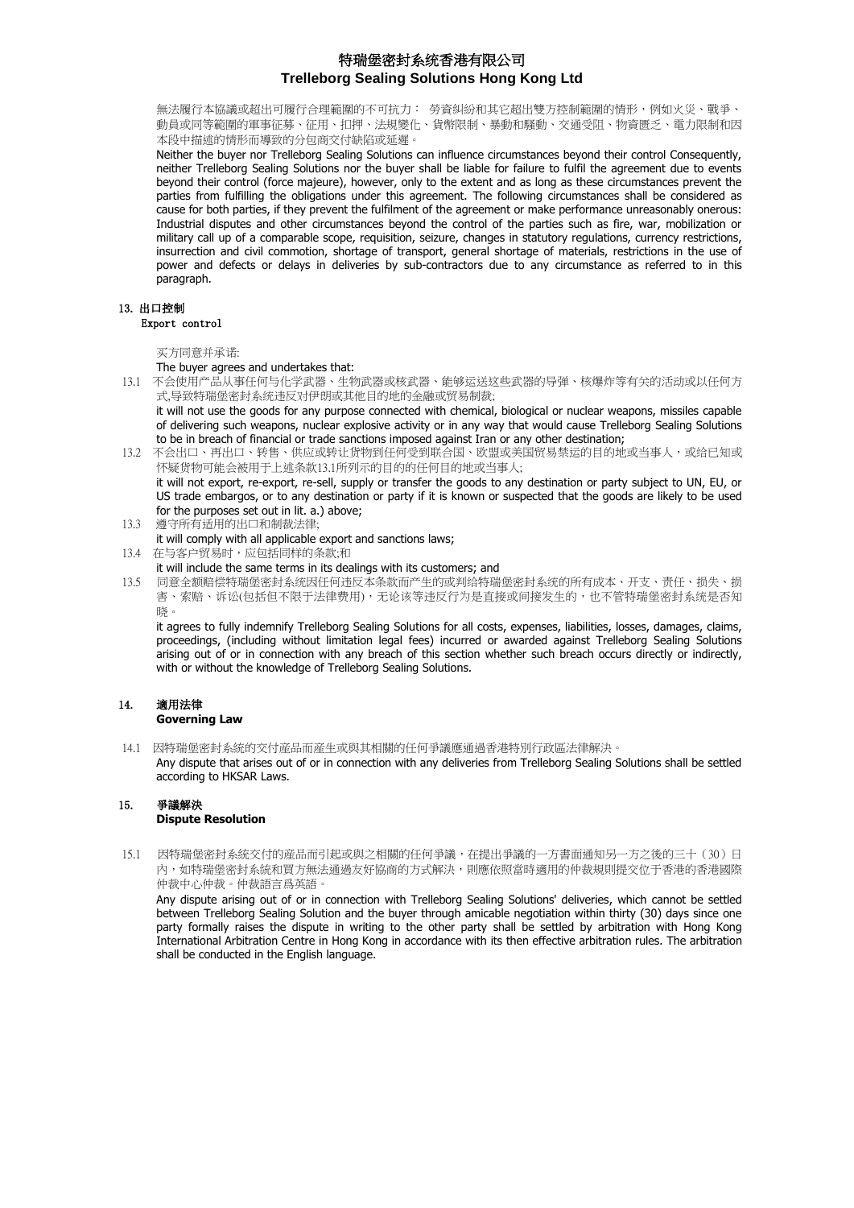無法履行本協議或超出可履行合理範圍的不可抗力： 勞資糾紛和其它超出雙方控制範圍的情形，例如火災、戰爭、動員或同等範圍的軍事征募、征用、扣押、法規變化、貨幣限制、暴動和騷動、交通受阻、物資匱乏、電力限制和因本段中描述的情形而導致的分包商交付缺陷或延遲。

Neither the buyer nor Trelleborg Sealing Solutions can influence circumstances beyond their control Consequently, neither Trelleborg Sealing Solutions nor the buyer shall be liable for failure to fulfil the agreement due to events beyond their control (force majeure), however, only to the extent and as long as these circumstances prevent the parties from fulfilling the obligations under this agreement. The following circumstances shall be considered as cause for both parties, if they prevent the fulfilment of the agreement or make performance unreasonably onerous: Industrial disputes and other circumstances beyond the control of the parties such as fire, war, mobilization or military call up of a comparable scope, requisition, seizure, changes in statutory regulations, currency restrictions, insurrection and civil commotion, shortage of transport, general shortage of materials, restrictions in the use of power and defects or delays in deliveries by sub-contractors due to any circumstance as referred to in this paragraph.

## 13. 出口控制
Export control

买方同意并承诺:

The buyer agrees and undertakes that:

13.1 不会使用产品从事任何与化学武器、生物武器或核武器、能够运送这些武器的导弹、核爆炸等有关的活动或以任何方式,导致特瑞堡密封系统违反对伊朗或其他目的地的金融或贸易制裁;

it will not use the goods for any purpose connected with chemical, biological or nuclear weapons, missiles capable of delivering such weapons, nuclear explosive activity or in any way that would cause Trelleborg Sealing Solutions to be in breach of financial or trade sanctions imposed against Iran or any other destination;

13.2 不会出口、再出口、转售、供应或转让货物到任何受到联合国、欧盟或美国贸易禁运的目的地或当事人，或给已知或怀疑货物可能会被用于上述条款13.1所列示的目的的任何目的地或当事人;

it will not export, re-export, re-sell, supply or transfer the goods to any destination or party subject to UN, EU, or US trade embargos, or to any destination or party if it is known or suspected that the goods are likely to be used for the purposes set out in lit. a.) above;

13.3 遵守所有适用的出口和制裁法律;

it will comply with all applicable export and sanctions laws;

13.4 在与客户贸易时，应包括同样的条款;和

it will include the same terms in its dealings with its customers; and

13.5 同意全额赔偿特瑞堡密封系统因任何违反本条款而产生的或判给特瑞堡密封系统的所有成本、开支、责任、损失、损害、索赔、诉讼(包括但不限于法律费用)，无论该等违反行为是直接或间接发生的，也不管特瑞堡密封系统是否知晓。

it agrees to fully indemnify Trelleborg Sealing Solutions for all costs, expenses, liabilities, losses, damages, claims, proceedings, (including without limitation legal fees) incurred or awarded against Trelleborg Sealing Solutions arising out of or in connection with any breach of this section whether such breach occurs directly or indirectly, with or without the knowledge of Trelleborg Sealing Solutions.

## 14. 適用法律
**Governing Law**

14.1 因特瑞堡密封系統的交付產品而產生或與其相關的任何爭議應通過香港特別行政區法律解決。

Any dispute that arises out of or in connection with any deliveries from Trelleborg Sealing Solutions shall be settled according to HKSAR Laws.

## 15. 爭議解決
**Dispute Resolution**

15.1 因特瑞堡密封系統交付的產品而引起或與之相關的任何爭議，在提出爭議的一方書面通知另一方之後的三十（30）日內，如特瑞堡密封系統和買方無法通過友好協商的方式解決，則應依照當時適用的仲裁規則提交位于香港的香港國際仲裁中心仲裁。仲裁語言爲英語。

Any dispute arising out of or in connection with Trelleborg Sealing Solutions' deliveries, which cannot be settled between Trelleborg Sealing Solution and the buyer through amicable negotiation within thirty (30) days since one party formally raises the dispute in writing to the other party shall be settled by arbitration with Hong Kong International Arbitration Centre in Hong Kong in accordance with its then effective arbitration rules. The arbitration shall be conducted in the English language.